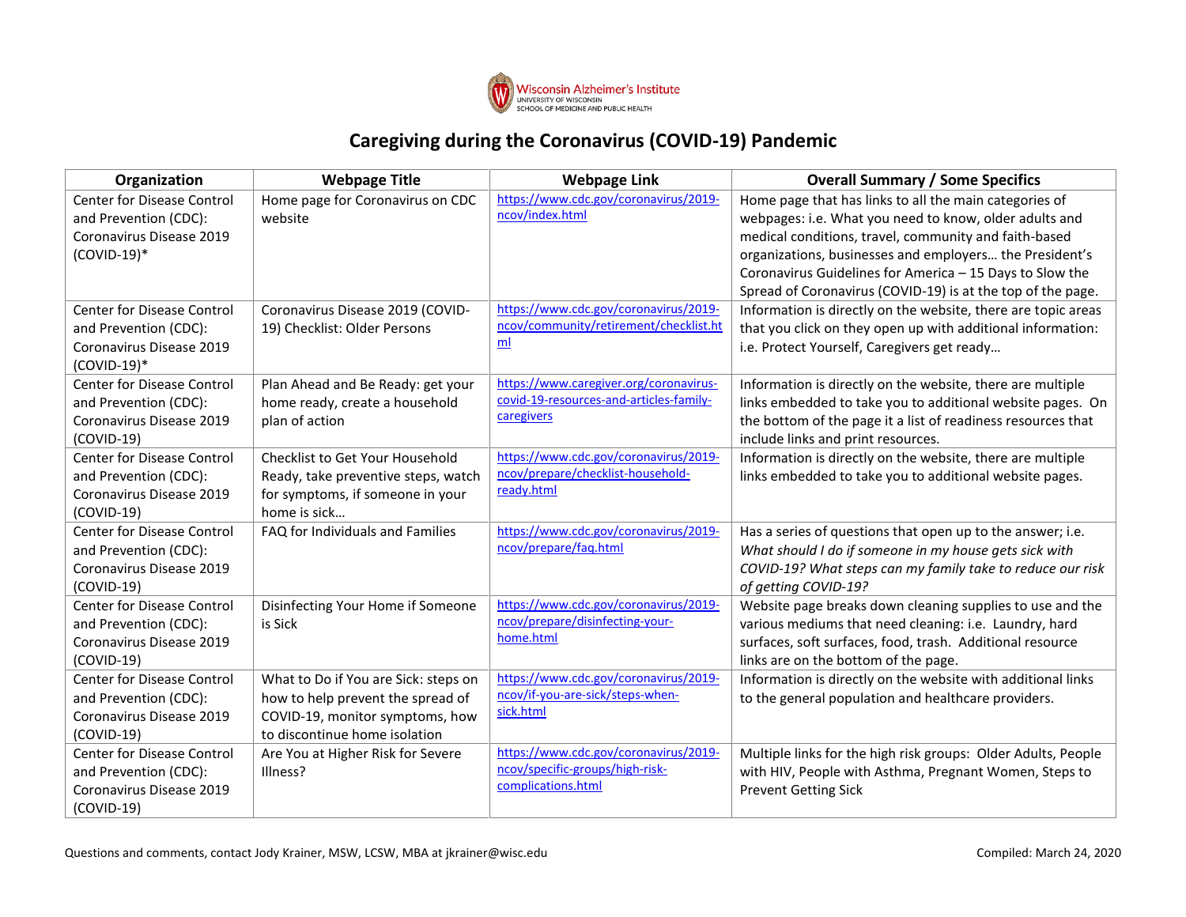Wisconsin Alzheimer's Institute
UNIVERSITY OF WISCONSIN
SCHOOL OF MEDICINE AND PUBLIC HEALTH

# Caregiving during the Coronavirus (COVID-19) Pandemic

| Organization | Webpage Title | Webpage Link | Overall Summary / Some Specifics |
|---|---|---|---|
| Center for Disease Control and Prevention (CDC): Coronavirus Disease 2019 (COVID-19)* | Home page for Coronavirus on CDC website | https://www.cdc.gov/coronavirus/2019-ncov/index.html | Home page that has links to all the main categories of webpages: i.e. What you need to know, older adults and medical conditions, travel, community and faith-based organizations, businesses and employers… the President's Coronavirus Guidelines for America – 15 Days to Slow the Spread of Coronavirus (COVID-19) is at the top of the page. |
| Center for Disease Control and Prevention (CDC): Coronavirus Disease 2019 (COVID-19)* | Coronavirus Disease 2019 (COVID-19) Checklist: Older Persons | https://www.cdc.gov/coronavirus/2019-ncov/community/retirement/checklist.html | Information is directly on the website, there are topic areas that you click on they open up with additional information: i.e. Protect Yourself, Caregivers get ready… |
| Center for Disease Control and Prevention (CDC): Coronavirus Disease 2019 (COVID-19) | Plan Ahead and Be Ready: get your home ready, create a household plan of action | https://www.caregiver.org/coronavirus-covid-19-resources-and-articles-family-caregivers | Information is directly on the website, there are multiple links embedded to take you to additional website pages. On the bottom of the page it a list of readiness resources that include links and print resources. |
| Center for Disease Control and Prevention (CDC): Coronavirus Disease 2019 (COVID-19) | Checklist to Get Your Household Ready, take preventive steps, watch for symptoms, if someone in your home is sick… | https://www.cdc.gov/coronavirus/2019-ncov/prepare/checklist-household-ready.html | Information is directly on the website, there are multiple links embedded to take you to additional website pages. |
| Center for Disease Control and Prevention (CDC): Coronavirus Disease 2019 (COVID-19) | FAQ for Individuals and Families | https://www.cdc.gov/coronavirus/2019-ncov/prepare/faq.html | Has a series of questions that open up to the answer; i.e. *What should I do if someone in my house gets sick with COVID-19? What steps can my family take to reduce our risk of getting COVID-19?* |
| Center for Disease Control and Prevention (CDC): Coronavirus Disease 2019 (COVID-19) | Disinfecting Your Home if Someone is Sick | https://www.cdc.gov/coronavirus/2019-ncov/prepare/disinfecting-your-home.html | Website page breaks down cleaning supplies to use and the various mediums that need cleaning: i.e. Laundry, hard surfaces, soft surfaces, food, trash. Additional resource links are on the bottom of the page. |
| Center for Disease Control and Prevention (CDC): Coronavirus Disease 2019 (COVID-19) | What to Do if You are Sick: steps on how to help prevent the spread of COVID-19, monitor symptoms, how to discontinue home isolation | https://www.cdc.gov/coronavirus/2019-ncov/if-you-are-sick/steps-when-sick.html | Information is directly on the website with additional links to the general population and healthcare providers. |
| Center for Disease Control and Prevention (CDC): Coronavirus Disease 2019 (COVID-19) | Are You at Higher Risk for Severe Illness? | https://www.cdc.gov/coronavirus/2019-ncov/specific-groups/high-risk-complications.html | Multiple links for the high risk groups: Older Adults, People with HIV, People with Asthma, Pregnant Women, Steps to Prevent Getting Sick |

Questions and comments, contact Jody Krainer, MSW, LCSW, MBA at jkrainer@wisc.edu

Compiled: March 24, 2020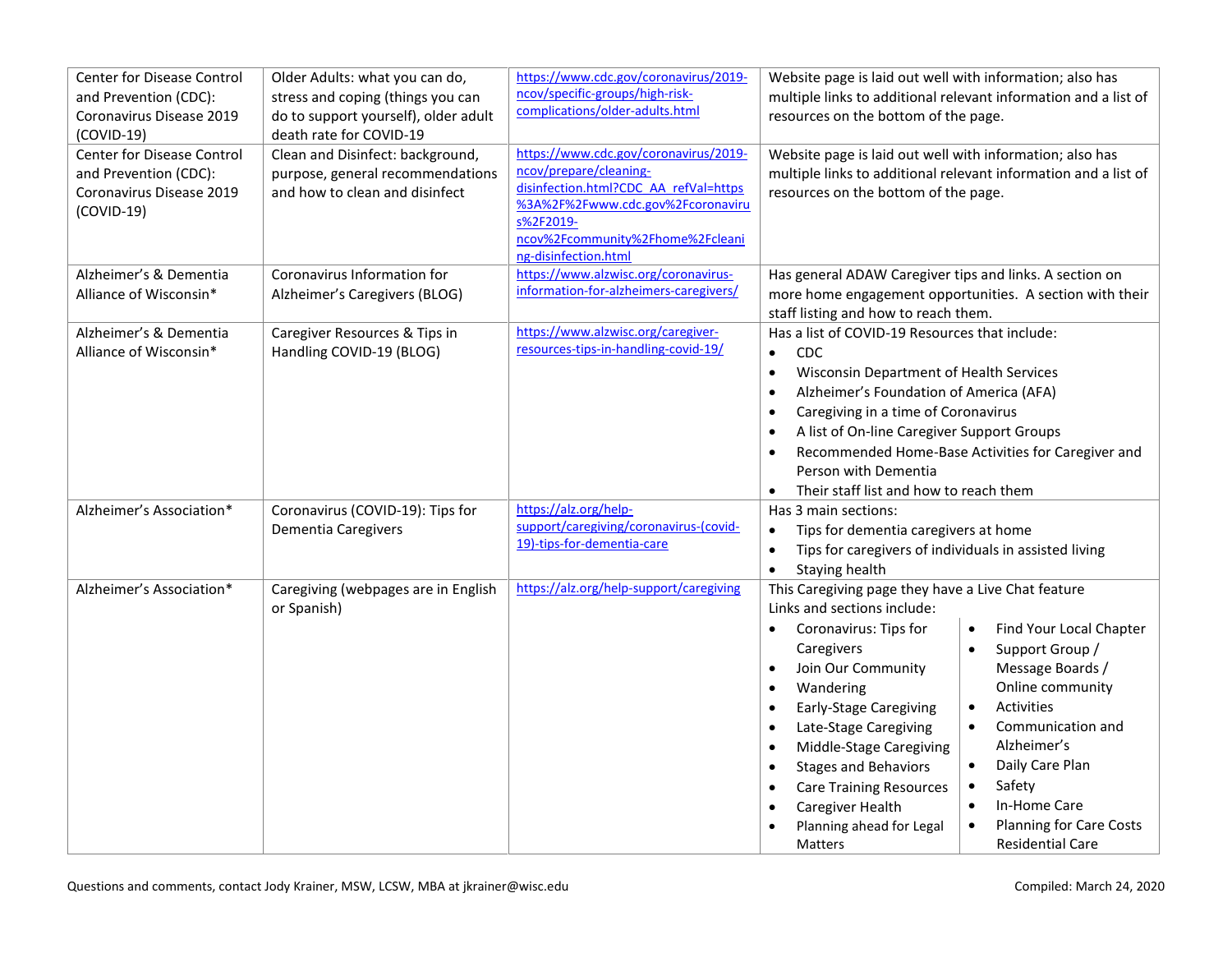| | | | |
|---|---|---|---|
| Center for Disease Control and Prevention (CDC): Coronavirus Disease 2019 (COVID-19) | Older Adults: what you can do, stress and coping (things you can do to support yourself), older adult death rate for COVID-19 | https://www.cdc.gov/coronavirus/2019-ncov/specific-groups/high-risk-complications/older-adults.html | Website page is laid out well with information; also has multiple links to additional relevant information and a list of resources on the bottom of the page. |
| Center for Disease Control and Prevention (CDC): Coronavirus Disease 2019 (COVID-19) | Clean and Disinfect: background, purpose, general recommendations and how to clean and disinfect | https://www.cdc.gov/coronavirus/2019-ncov/prepare/cleaning-disinfection.html?CDC_AA_refVal=https%3A%2F%2Fwww.cdc.gov%2Fcoronavirus%2F2019-ncov%2Fcommunity%2Fhome%2Fcleaning-disinfection.html | Website page is laid out well with information; also has multiple links to additional relevant information and a list of resources on the bottom of the page. |
| Alzheimer's & Dementia Alliance of Wisconsin* | Coronavirus Information for Alzheimer's Caregivers (BLOG) | https://www.alzwisc.org/coronavirus-information-for-alzheimers-caregivers/ | Has general ADAW Caregiver tips and links. A section on more home engagement opportunities. A section with their staff listing and how to reach them. |
| Alzheimer's & Dementia Alliance of Wisconsin* | Caregiver Resources & Tips in Handling COVID-19 (BLOG) | https://www.alzwisc.org/caregiver-resources-tips-in-handling-covid-19/ | Has a list of COVID-19 Resources that include:<br>• CDC<br>• Wisconsin Department of Health Services<br>• Alzheimer's Foundation of America (AFA)<br>• Caregiving in a time of Coronavirus<br>• A list of On-line Caregiver Support Groups<br>• Recommended Home-Base Activities for Caregiver and Person with Dementia<br>• Their staff list and how to reach them |
| Alzheimer's Association* | Coronavirus (COVID-19): Tips for Dementia Caregivers | https://alz.org/help-support/caregiving/coronavirus-(covid-19)-tips-for-dementia-care | Has 3 main sections:<br>• Tips for dementia caregivers at home<br>• Tips for caregivers of individuals in assisted living<br>• Staying health |
| Alzheimer's Association* | Caregiving (webpages are in English or Spanish) | https://alz.org/help-support/caregiving | This Caregiving page they have a Live Chat feature<br>Links and sections include:<br>• Coronavirus: Tips for Caregivers<br>• Join Our Community<br>• Wandering<br>• Early-Stage Caregiving<br>• Late-Stage Caregiving<br>• Middle-Stage Caregiving<br>• Stages and Behaviors<br>• Care Training Resources<br>• Caregiver Health<br>• Planning ahead for Legal Matters<br>• Find Your Local Chapter<br>• Support Group / Message Boards / Online community<br>• Activities<br>• Communication and Alzheimer's<br>• Daily Care Plan<br>• Safety<br>• In-Home Care<br>• Planning for Care Costs Residential Care |

Questions and comments, contact Jody Krainer, MSW, LCSW, MBA at jkrainer@wisc.edu

Compiled: March 24, 2020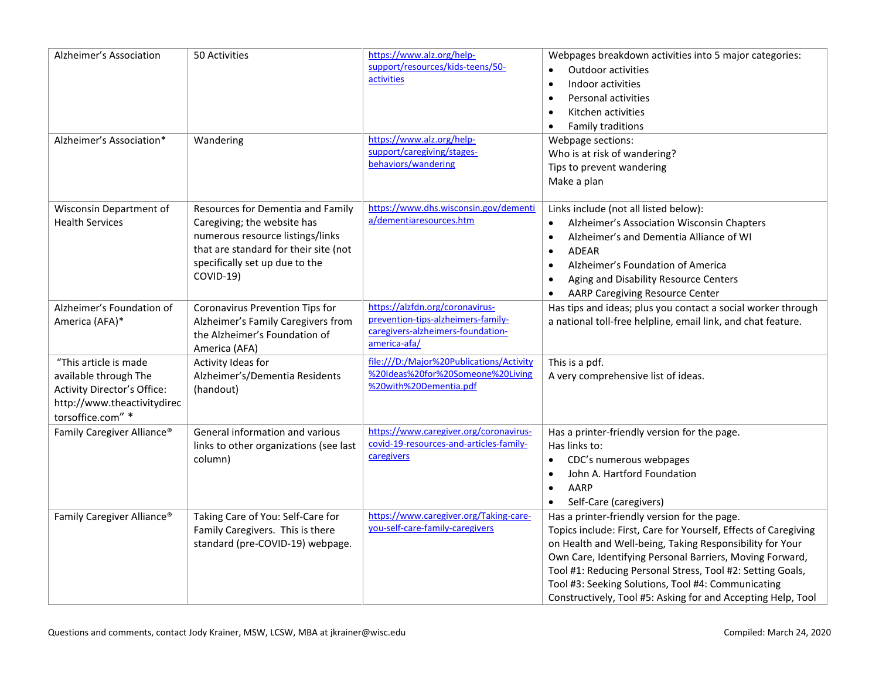| | | | |
|---|---|---|---|
| Alzheimer's Association | 50 Activities | https://www.alz.org/help-support/resources/kids-teens/50-activities | Webpages breakdown activities into 5 major categories:<br>• Outdoor activities<br>• Indoor activities<br>• Personal activities<br>• Kitchen activities<br>• Family traditions |
| Alzheimer's Association* | Wandering | https://www.alz.org/help-support/caregiving/stages-behaviors/wandering | Webpage sections:<br>Who is at risk of wandering?<br>Tips to prevent wandering<br>Make a plan |
| Wisconsin Department of Health Services | Resources for Dementia and Family Caregiving; the website has numerous resource listings/links that are standard for their site (not specifically set up due to the COVID-19) | https://www.dhs.wisconsin.gov/dementia/dementiaresources.htm | Links include (not all listed below):<br>• Alzheimer's Association Wisconsin Chapters<br>• Alzheimer's and Dementia Alliance of WI<br>• ADEAR<br>• Alzheimer's Foundation of America<br>• Aging and Disability Resource Centers<br>• AARP Caregiving Resource Center |
| Alzheimer's Foundation of America (AFA)* | Coronavirus Prevention Tips for Alzheimer's Family Caregivers from the Alzheimer's Foundation of America (AFA) | https://alzfdn.org/coronavirus-prevention-tips-alzheimers-family-caregivers-alzheimers-foundation-america-afa/ | Has tips and ideas; plus you contact a social worker through a national toll-free helpline, email link, and chat feature. |
| "This article is made available through The Activity Director's Office: http://www.theactivitydirectorsoffice.com" * | Activity Ideas for Alzheimer's/Dementia Residents (handout) | file:///D:/Major%20Publications/Activity%20Ideas%20for%20Someone%20Living%20with%20Dementia.pdf | This is a pdf.<br>A very comprehensive list of ideas. |
| Family Caregiver Alliance® | General information and various links to other organizations (see last column) | https://www.caregiver.org/coronavirus-covid-19-resources-and-articles-family-caregivers | Has a printer-friendly version for the page.<br>Has links to:<br>• CDC's numerous webpages<br>• John A. Hartford Foundation<br>• AARP<br>• Self-Care (caregivers) |
| Family Caregiver Alliance® | Taking Care of You: Self-Care for Family Caregivers. This is there standard (pre-COVID-19) webpage. | https://www.caregiver.org/Taking-care-you-self-care-family-caregivers | Has a printer-friendly version for the page.<br>Topics include: First, Care for Yourself, Effects of Caregiving on Health and Well-being, Taking Responsibility for Your Own Care, Identifying Personal Barriers, Moving Forward, Tool #1: Reducing Personal Stress, Tool #2: Setting Goals, Tool #3: Seeking Solutions, Tool #4: Communicating Constructively, Tool #5: Asking for and Accepting Help, Tool |

Questions and comments, contact Jody Krainer, MSW, LCSW, MBA at jkrainer@wisc.edu

Compiled: March 24, 2020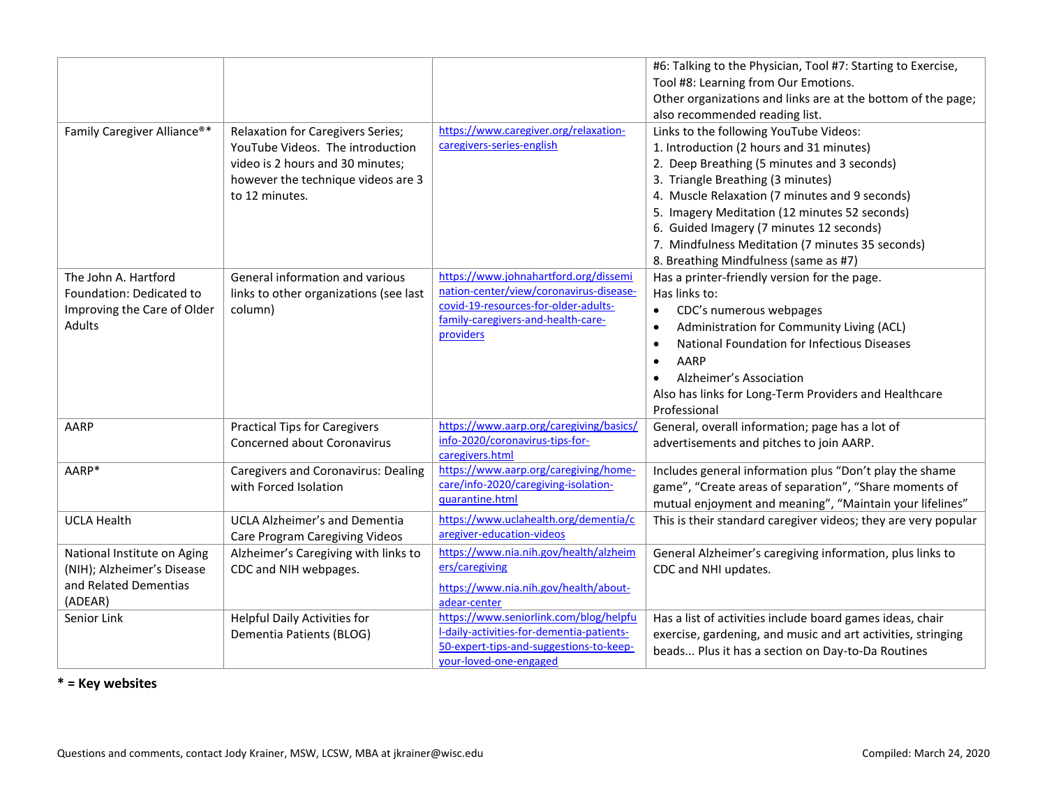| | | | |
|---|---|---|---|
| | | | #6: Talking to the Physician, Tool #7: Starting to Exercise, Tool #8: Learning from Our Emotions.<br>Other organizations and links are at the bottom of the page; also recommended reading list. |
| Family Caregiver Alliance®* | Relaxation for Caregivers Series; YouTube Videos. The introduction video is 2 hours and 30 minutes; however the technique videos are 3 to 12 minutes. | https://www.caregiver.org/relaxation-caregivers-series-english | Links to the following YouTube Videos:<br>1. Introduction (2 hours and 31 minutes)<br>2. Deep Breathing (5 minutes and 3 seconds)<br>3. Triangle Breathing (3 minutes)<br>4. Muscle Relaxation (7 minutes and 9 seconds)<br>5. Imagery Meditation (12 minutes 52 seconds)<br>6. Guided Imagery (7 minutes 12 seconds)<br>7. Mindfulness Meditation (7 minutes 35 seconds)<br>8. Breathing Mindfulness (same as #7) |
| The John A. Hartford Foundation: Dedicated to Improving the Care of Older Adults | General information and various links to other organizations (see last column) | https://www.johnahartford.org/dissemination-center/view/coronavirus-disease-covid-19-resources-for-older-adults-family-caregivers-and-health-care-providers | Has a printer-friendly version for the page.<br>Has links to:<br>• CDC's numerous webpages<br>• Administration for Community Living (ACL)<br>• National Foundation for Infectious Diseases<br>• AARP<br>• Alzheimer's Association<br>Also has links for Long-Term Providers and Healthcare Professional |
| AARP | Practical Tips for Caregivers Concerned about Coronavirus | https://www.aarp.org/caregiving/basics/info-2020/coronavirus-tips-for-caregivers.html | General, overall information; page has a lot of advertisements and pitches to join AARP. |
| AARP* | Caregivers and Coronavirus: Dealing with Forced Isolation | https://www.aarp.org/caregiving/home-care/info-2020/caregiving-isolation-quarantine.html | Includes general information plus "Don't play the shame game", "Create areas of separation", "Share moments of mutual enjoyment and meaning", "Maintain your lifelines" |
| UCLA Health | UCLA Alzheimer's and Dementia Care Program Caregiving Videos | https://www.uclahealth.org/dementia/caregiver-education-videos | This is their standard caregiver videos; they are very popular |
| National Institute on Aging (NIH); Alzheimer's Disease and Related Dementias (ADEAR) | Alzheimer's Caregiving with links to CDC and NIH webpages. | https://www.nia.nih.gov/health/alzheimers/caregiving<br>https://www.nia.nih.gov/health/about-adear-center | General Alzheimer's caregiving information, plus links to CDC and NHI updates. |
| Senior Link | Helpful Daily Activities for Dementia Patients (BLOG) | https://www.seniorlink.com/blog/helpful-daily-activities-for-dementia-patients-50-expert-tips-and-suggestions-to-keep-your-loved-one-engaged | Has a list of activities include board games ideas, chair exercise, gardening, and music and art activities, stringing beads... Plus it has a section on Day-to-Da Routines |

**\* = Key websites**

Questions and comments, contact Jody Krainer, MSW, LCSW, MBA at jkrainer@wisc.edu

Compiled: March 24, 2020